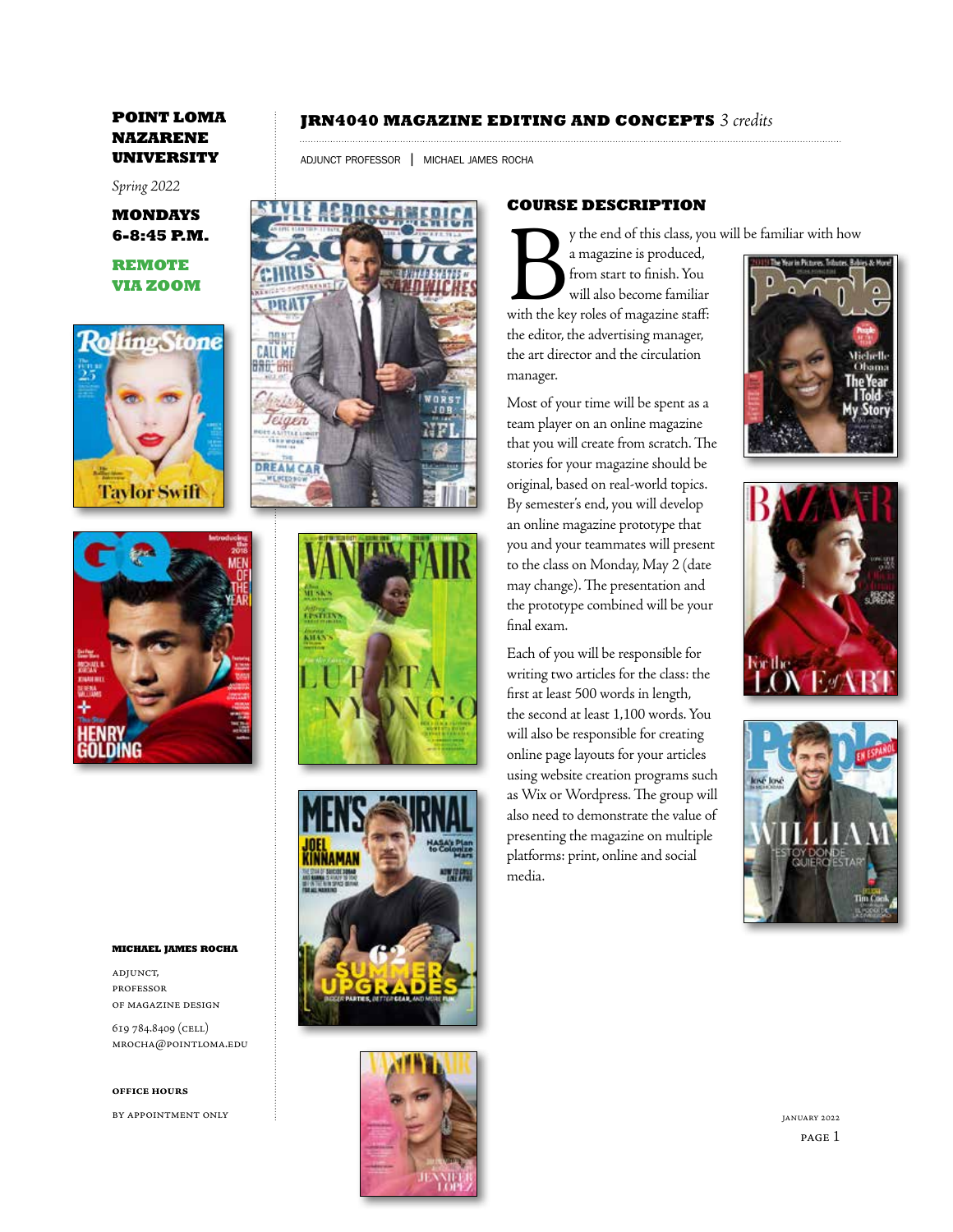**POINT LOMA NAZARENE UNIVERSITY**

*Spring 2022*

**MONDAYS 6-8:45 P.M.**

**REMOTE VIA ZOOM**

# JRN4040 MAGAZINE EDITING AND CONCEPTS *3 credits*

ADJUNCT PROFESSOR | MICHAEL JAMES ROCHA

## COURSE DESCRIPTION

By the end of this class, you will be familiar with how a magazine is produced, from start to finish. You will also become familiar with the key roles of magazine staff: the editor, the advertising manager, the art director and the circulation manager.

Most of your time will be spent as a team player on an online magazine that you will create from scratch. The stories for your magazine should be original, based on real-world topics. By semester's end, you will develop an online magazine prototype that you and your teammates will present to the class on Monday, May 2 (date may change). The presentation and the prototype combined will be your final exam.

Each of you will be responsible for writing two articles for the class: the first at least 500 words in length, the second at least 1,100 words. You will also be responsible for creating online page layouts for your articles using website creation programs such as Wix or Wordpress. The group will also need to demonstrate the value of presenting the magazine on multiple platforms: print, online and social media.

**MICHAEL JAMES ROCHA**

ADJUNCT, PROFESSOR OF MAGAZINE DESIGN

619 784.8409 (CELL)
MROCHA@POINTLOMA.EDU

**OFFICE HOURS**

BY APPOINTMENT ONLY

JANUARY 2022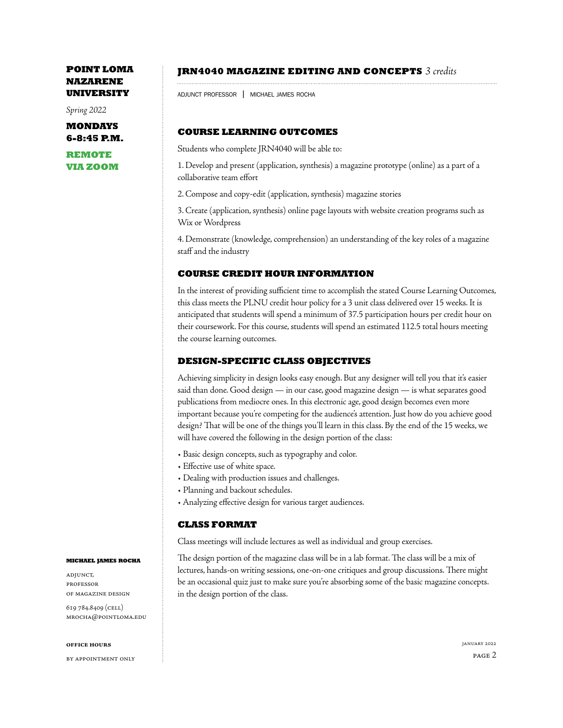**POINT LOMA NAZARENE UNIVERSITY**

*Spring 2022*

**MONDAYS 6-8:45 P.M.**

**REMOTE VIA ZOOM**

## JRN4040 MAGAZINE EDITING AND CONCEPTS *3 credits*

ADJUNCT PROFESSOR | MICHAEL JAMES ROCHA

### COURSE LEARNING OUTCOMES

Students who complete JRN4040 will be able to:

1. Develop and present (application, synthesis) a magazine prototype (online) as a part of a collaborative team effort

2. Compose and copy-edit (application, synthesis) magazine stories

3. Create (application, synthesis) online page layouts with website creation programs such as Wix or Wordpress

4. Demonstrate (knowledge, comprehension) an understanding of the key roles of a magazine staff and the industry

### COURSE CREDIT HOUR INFORMATION

In the interest of providing sufficient time to accomplish the stated Course Learning Outcomes, this class meets the PLNU credit hour policy for a 3 unit class delivered over 15 weeks. It is anticipated that students will spend a minimum of 37.5 participation hours per credit hour on their coursework. For this course, students will spend an estimated 112.5 total hours meeting the course learning outcomes.

### DESIGN-SPECIFIC CLASS OBJECTIVES

Achieving simplicity in design looks easy enough. But any designer will tell you that it's easier said than done. Good design — in our case, good magazine design — is what separates good publications from mediocre ones. In this electronic age, good design becomes even more important because you're competing for the audience's attention. Just how do you achieve good design? That will be one of the things you'll learn in this class. By the end of the 15 weeks, we will have covered the following in the design portion of the class:

- Basic design concepts, such as typography and color.
- Effective use of white space.
- Dealing with production issues and challenges.
- Planning and backout schedules.
- Analyzing effective design for various target audiences.

### CLASS FORMAT

Class meetings will include lectures as well as individual and group exercises.

The design portion of the magazine class will be in a lab format. The class will be a mix of lectures, hands-on writing sessions, one-on-one critiques and group discussions. There might be an occasional quiz just to make sure you're absorbing some of the basic magazine concepts. in the design portion of the class.

**MICHAEL JAMES ROCHA**

ADJUNCT, PROFESSOR OF MAGAZINE DESIGN

619 784.8409 (CELL)
MROCHA@POINTLOMA.EDU

**OFFICE HOURS**

BY APPOINTMENT ONLY

JANUARY 2022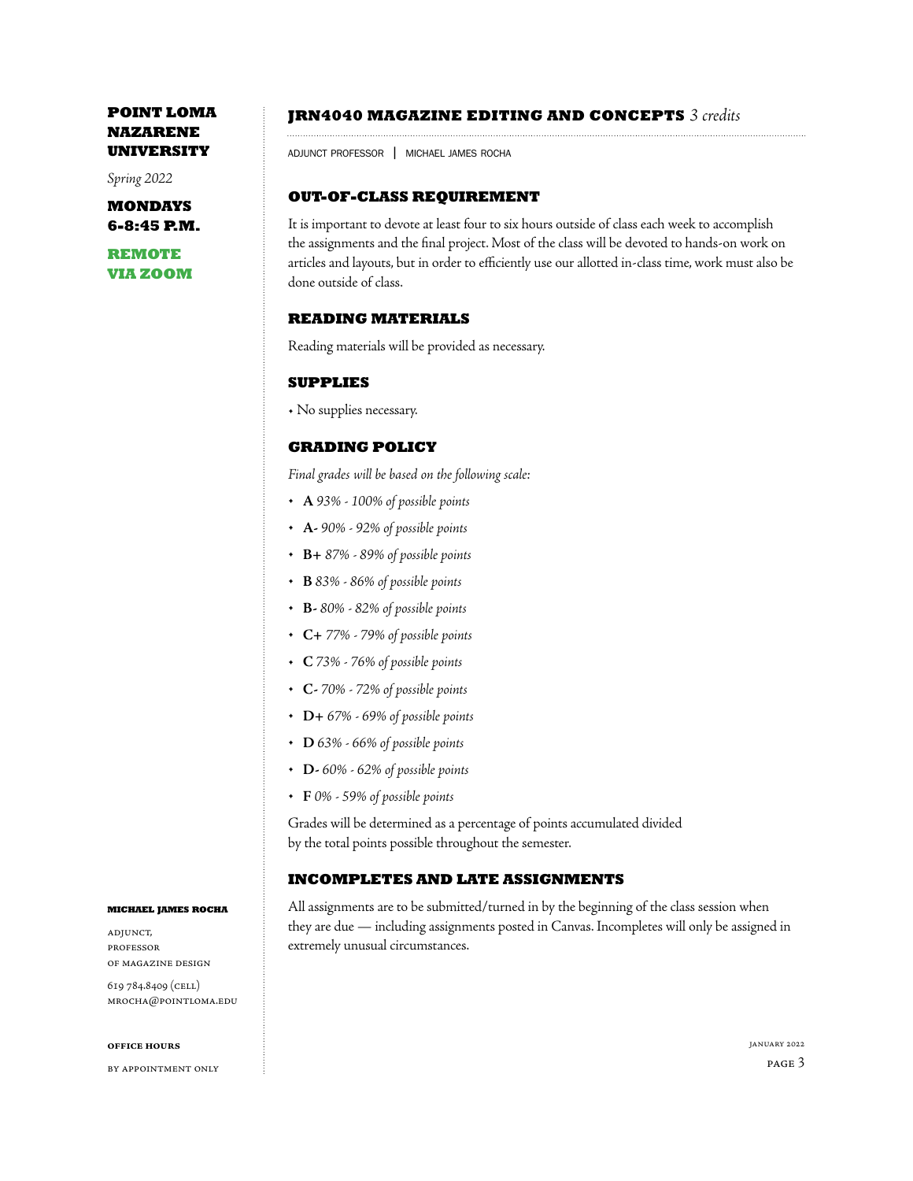**POINT LOMA NAZARENE UNIVERSITY**

*Spring 2022*

**MONDAYS 6-8:45 P.M.**

**REMOTE VIA ZOOM**

## JRN4040 MAGAZINE EDITING AND CONCEPTS *3 credits*

ADJUNCT PROFESSOR | MICHAEL JAMES ROCHA

### OUT-OF-CLASS REQUIREMENT

It is important to devote at least four to six hours outside of class each week to accomplish the assignments and the final project. Most of the class will be devoted to hands-on work on articles and layouts, but in order to efficiently use our allotted in-class time, work must also be done outside of class.

### READING MATERIALS

Reading materials will be provided as necessary.

### SUPPLIES

- No supplies necessary.

### GRADING POLICY

*Final grades will be based on the following scale:*

- **A** *93% - 100% of possible points*
- **A-** *90% - 92% of possible points*
- **B+** *87% - 89% of possible points*
- **B** *83% - 86% of possible points*
- **B-** *80% - 82% of possible points*
- **C+** *77% - 79% of possible points*
- **C** *73% - 76% of possible points*
- **C-** *70% - 72% of possible points*
- **D+** *67% - 69% of possible points*
- **D** *63% - 66% of possible points*
- **D-** *60% - 62% of possible points*
- **F** *0% - 59% of possible points*

Grades will be determined as a percentage of points accumulated divided by the total points possible throughout the semester.

### INCOMPLETES AND LATE ASSIGNMENTS

All assignments are to be submitted/turned in by the beginning of the class session when they are due — including assignments posted in Canvas. Incompletes will only be assigned in extremely unusual circumstances.

**MICHAEL JAMES ROCHA**

ADJUNCT, PROFESSOR OF MAGAZINE DESIGN

619 784.8409 (CELL)
MROCHA@POINTLOMA.EDU

**OFFICE HOURS**

BY APPOINTMENT ONLY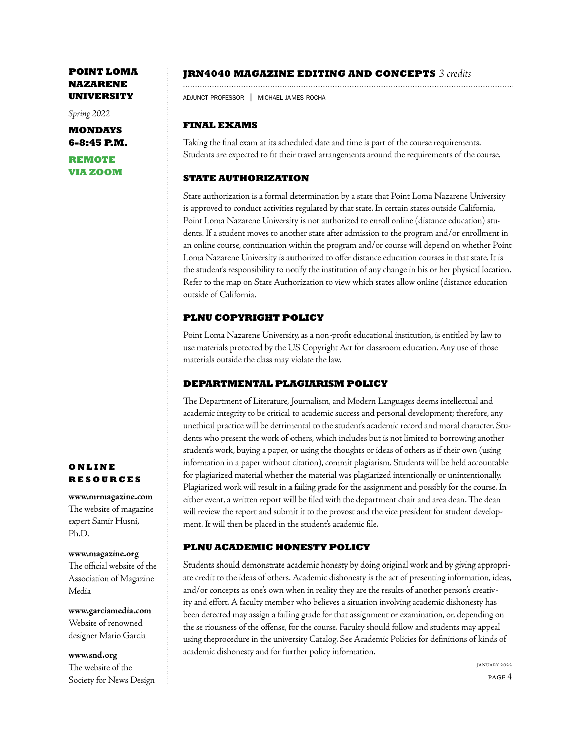## JRN4040 MAGAZINE EDITING AND CONCEPTS *3 credits*

ADJUNCT PROFESSOR | MICHAEL JAMES ROCHA

**POINT LOMA NAZARENE UNIVERSITY**

*Spring 2022*

**MONDAYS 6-8:45 P.M.**

**REMOTE VIA ZOOM**

### FINAL EXAMS

Taking the final exam at its scheduled date and time is part of the course requirements. Students are expected to fit their travel arrangements around the requirements of the course.

### STATE AUTHORIZATION

State authorization is a formal determination by a state that Point Loma Nazarene University is approved to conduct activities regulated by that state. In certain states outside California, Point Loma Nazarene University is not authorized to enroll online (distance education) students. If a student moves to another state after admission to the program and/or enrollment in an online course, continuation within the program and/or course will depend on whether Point Loma Nazarene University is authorized to offer distance education courses in that state. It is the student's responsibility to notify the institution of any change in his or her physical location. Refer to the map on State Authorization to view which states allow online (distance education outside of California.

### PLNU COPYRIGHT POLICY

Point Loma Nazarene University, as a non-profit educational institution, is entitled by law to use materials protected by the US Copyright Act for classroom education. Any use of those materials outside the class may violate the law.

### DEPARTMENTAL PLAGIARISM POLICY

The Department of Literature, Journalism, and Modern Languages deems intellectual and academic integrity to be critical to academic success and personal development; therefore, any unethical practice will be detrimental to the student's academic record and moral character. Students who present the work of others, which includes but is not limited to borrowing another student's work, buying a paper, or using the thoughts or ideas of others as if their own (using information in a paper without citation), commit plagiarism. Students will be held accountable for plagiarized material whether the material was plagiarized intentionally or unintentionally. Plagiarized work will result in a failing grade for the assignment and possibly for the course. In either event, a written report will be filed with the department chair and area dean. The dean will review the report and submit it to the provost and the vice president for student development. It will then be placed in the student's academic file.

### PLNU ACADEMIC HONESTY POLICY

Students should demonstrate academic honesty by doing original work and by giving appropriate credit to the ideas of others. Academic dishonesty is the act of presenting information, ideas, and/or concepts as one's own when in reality they are the results of another person's creativity and effort. A faculty member who believes a situation involving academic dishonesty has been detected may assign a failing grade for that assignment or examination, or, depending on the se riousness of the offense, for the course. Faculty should follow and students may appeal using theprocedure in the university Catalog. See Academic Policies for definitions of kinds of academic dishonesty and for further policy information.

### ONLINE RESOURCES

**www.mrmagazine.com**
The website of magazine expert Samir Husni, Ph.D.

**www.magazine.org**
The official website of the Association of Magazine Media

**www.garciamedia.com**
Website of renowned designer Mario Garcia

**www.snd.org**
The website of the Society for News Design

JANUARY 2022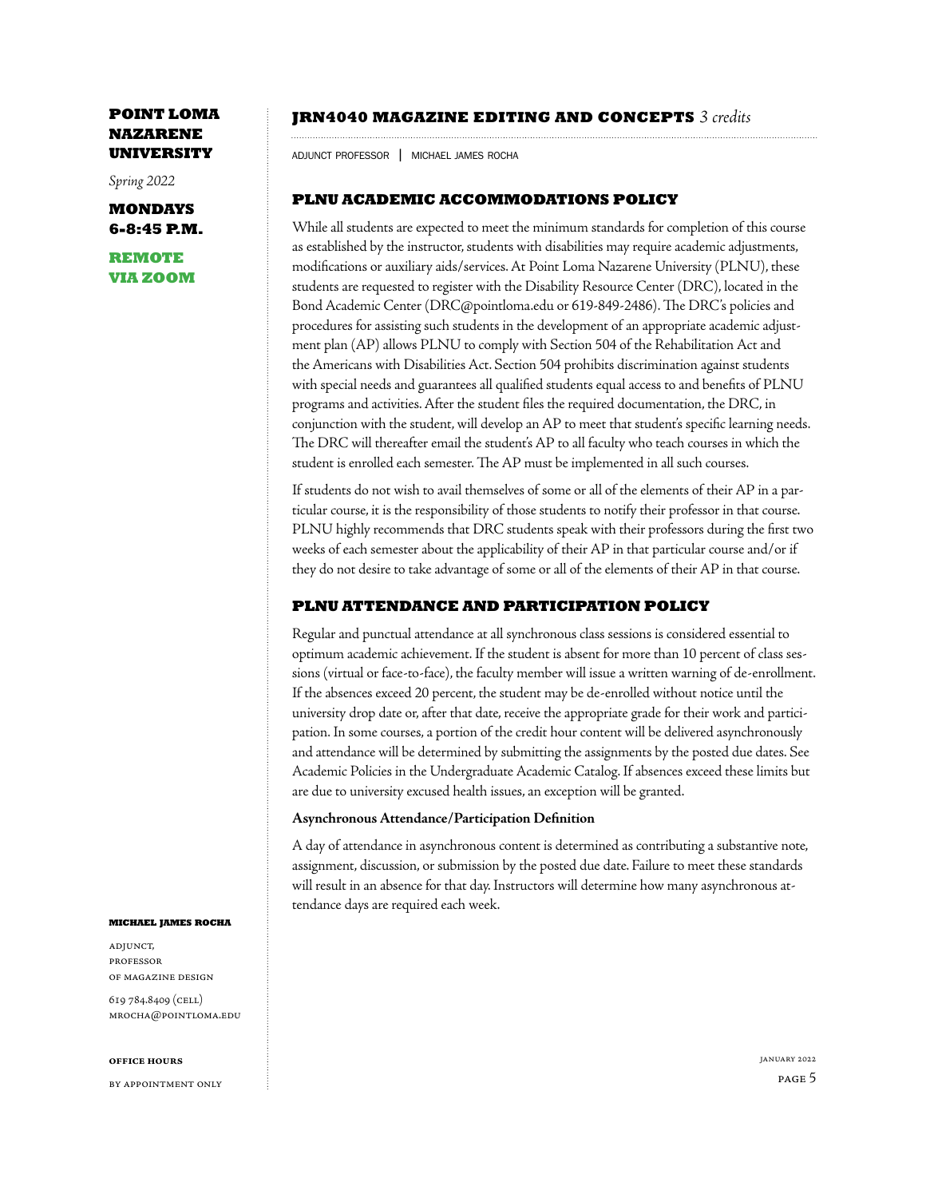## PLNU ACADEMIC ACCOMMODATIONS POLICY

While all students are expected to meet the minimum standards for completion of this course as established by the instructor, students with disabilities may require academic adjustments, modifications or auxiliary aids/services. At Point Loma Nazarene University (PLNU), these students are requested to register with the Disability Resource Center (DRC), located in the Bond Academic Center (DRC@pointloma.edu or 619-849-2486). The DRC's policies and procedures for assisting such students in the development of an appropriate academic adjustment plan (AP) allows PLNU to comply with Section 504 of the Rehabilitation Act and the Americans with Disabilities Act. Section 504 prohibits discrimination against students with special needs and guarantees all qualified students equal access to and benefits of PLNU programs and activities. After the student files the required documentation, the DRC, in conjunction with the student, will develop an AP to meet that student's specific learning needs. The DRC will thereafter email the student's AP to all faculty who teach courses in which the student is enrolled each semester. The AP must be implemented in all such courses.

If students do not wish to avail themselves of some or all of the elements of their AP in a particular course, it is the responsibility of those students to notify their professor in that course. PLNU highly recommends that DRC students speak with their professors during the first two weeks of each semester about the applicability of their AP in that particular course and/or if they do not desire to take advantage of some or all of the elements of their AP in that course.

## PLNU ATTENDANCE AND PARTICIPATION POLICY

Regular and punctual attendance at all synchronous class sessions is considered essential to optimum academic achievement. If the student is absent for more than 10 percent of class sessions (virtual or face-to-face), the faculty member will issue a written warning of de-enrollment. If the absences exceed 20 percent, the student may be de-enrolled without notice until the university drop date or, after that date, receive the appropriate grade for their work and participation. In some courses, a portion of the credit hour content will be delivered asynchronously and attendance will be determined by submitting the assignments by the posted due dates. See Academic Policies in the Undergraduate Academic Catalog. If absences exceed these limits but are due to university excused health issues, an exception will be granted.

**Asynchronous Attendance/Participation Definition**

A day of attendance in asynchronous content is determined as contributing a substantive note, assignment, discussion, or submission by the posted due date. Failure to meet these standards will result in an absence for that day. Instructors will determine how many asynchronous attendance days are required each week.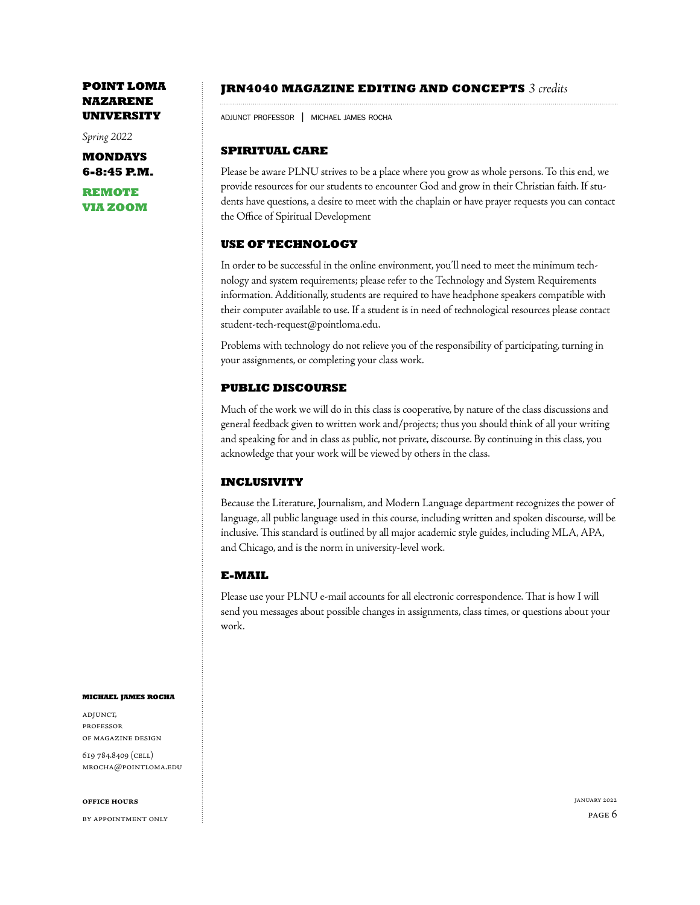**POINT LOMA NAZARENE UNIVERSITY**

*Spring 2022*

**MONDAYS 6-8:45 P.M.**

**REMOTE VIA ZOOM**

## JRN4040 MAGAZINE EDITING AND CONCEPTS *3 credits*

ADJUNCT PROFESSOR | MICHAEL JAMES ROCHA

### SPIRITUAL CARE

Please be aware PLNU strives to be a place where you grow as whole persons. To this end, we provide resources for our students to encounter God and grow in their Christian faith. If students have questions, a desire to meet with the chaplain or have prayer requests you can contact the Office of Spiritual Development

### USE OF TECHNOLOGY

In order to be successful in the online environment, you'll need to meet the minimum technology and system requirements; please refer to the Technology and System Requirements information. Additionally, students are required to have headphone speakers compatible with their computer available to use. If a student is in need of technological resources please contact student-tech-request@pointloma.edu.

Problems with technology do not relieve you of the responsibility of participating, turning in your assignments, or completing your class work.

### PUBLIC DISCOURSE

Much of the work we will do in this class is cooperative, by nature of the class discussions and general feedback given to written work and/projects; thus you should think of all your writing and speaking for and in class as public, not private, discourse. By continuing in this class, you acknowledge that your work will be viewed by others in the class.

### INCLUSIVITY

Because the Literature, Journalism, and Modern Language department recognizes the power of language, all public language used in this course, including written and spoken discourse, will be inclusive. This standard is outlined by all major academic style guides, including MLA, APA, and Chicago, and is the norm in university-level work.

### E-MAIL

Please use your PLNU e-mail accounts for all electronic correspondence. That is how I will send you messages about possible changes in assignments, class times, or questions about your work.

**MICHAEL JAMES ROCHA**

ADJUNCT,
PROFESSOR
OF MAGAZINE DESIGN

619 784.8409 (CELL)
MROCHA@POINTLOMA.EDU

**OFFICE HOURS**

BY APPOINTMENT ONLY

JANUARY 2022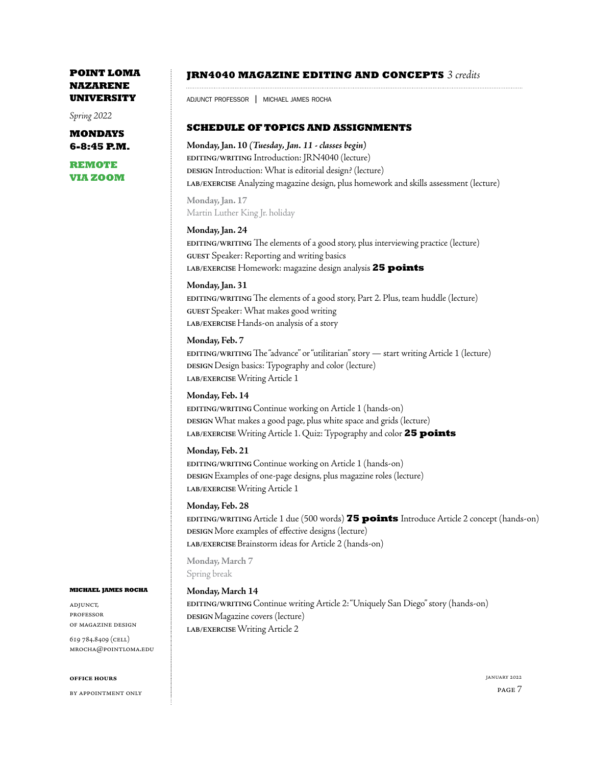**POINT LOMA NAZARENE UNIVERSITY**

*Spring 2022*

**MONDAYS 6-8:45 P.M.**

**REMOTE VIA ZOOM**

# JRN4040 MAGAZINE EDITING AND CONCEPTS *3 credits*

ADJUNCT PROFESSOR | MICHAEL JAMES ROCHA

## SCHEDULE OF TOPICS AND ASSIGNMENTS

**Monday, Jan. 10** ***(Tuesday, Jan. 11 - classes begin)***
EDITING/WRITING Introduction: JRN4040 (lecture)
DESIGN Introduction: What is editorial design? (lecture)
LAB/EXERCISE Analyzing magazine design, plus homework and skills assessment (lecture)

**Monday, Jan. 17**
Martin Luther King Jr. holiday

**Monday, Jan. 24**
EDITING/WRITING The elements of a good story, plus interviewing practice (lecture)
GUEST Speaker: Reporting and writing basics
LAB/EXERCISE Homework: magazine design analysis **25 points**

**Monday, Jan. 31**
EDITING/WRITING The elements of a good story, Part 2. Plus, team huddle (lecture)
GUEST Speaker: What makes good writing
LAB/EXERCISE Hands-on analysis of a story

**Monday, Feb. 7**
EDITING/WRITING The "advance" or "utilitarian" story — start writing Article 1 (lecture)
DESIGN Design basics: Typography and color (lecture)
LAB/EXERCISE Writing Article 1

**Monday, Feb. 14**
EDITING/WRITING Continue working on Article 1 (hands-on)
DESIGN What makes a good page, plus white space and grids (lecture)
LAB/EXERCISE Writing Article 1. Quiz: Typography and color **25 points**

**Monday, Feb. 21**
EDITING/WRITING Continue working on Article 1 (hands-on)
DESIGN Examples of one-page designs, plus magazine roles (lecture)
LAB/EXERCISE Writing Article 1

**Monday, Feb. 28**
EDITING/WRITING Article 1 due (500 words) **75 points** Introduce Article 2 concept (hands-on)
DESIGN More examples of effective designs (lecture)
LAB/EXERCISE Brainstorm ideas for Article 2 (hands-on)

**Monday, March 7**
Spring break

**Monday, March 14**
EDITING/WRITING Continue writing Article 2: "Uniquely San Diego" story (hands-on)
DESIGN Magazine covers (lecture)
LAB/EXERCISE Writing Article 2

**MICHAEL JAMES ROCHA**

ADJUNCT, PROFESSOR OF MAGAZINE DESIGN

619 784.8409 (CELL)
MROCHA@POINTLOMA.EDU

**OFFICE HOURS**

BY APPOINTMENT ONLY

JANUARY 2022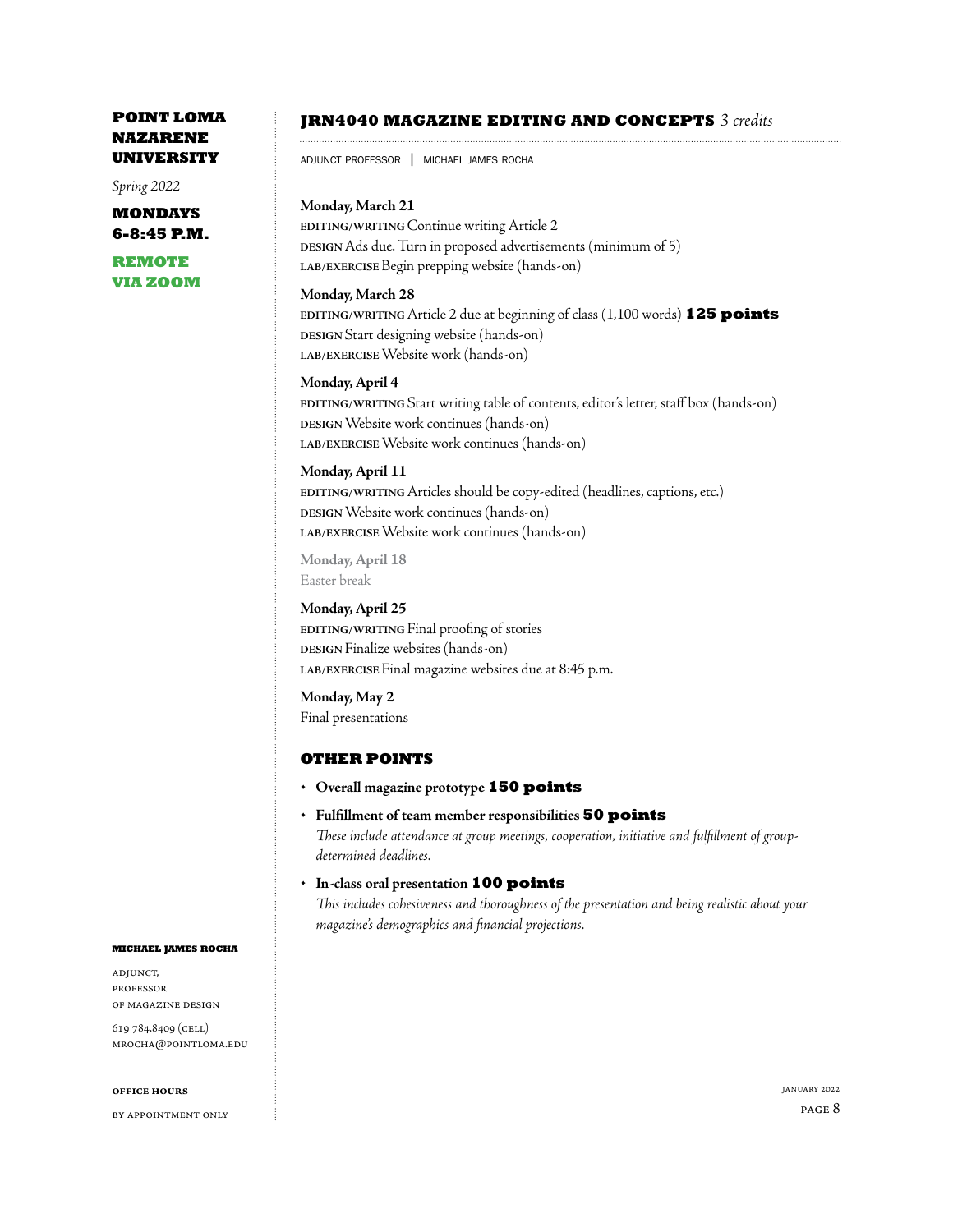**POINT LOMA NAZARENE UNIVERSITY**

*Spring 2022*

**MONDAYS 6-8:45 P.M.**

**REMOTE VIA ZOOM**

## JRN4040 MAGAZINE EDITING AND CONCEPTS *3 credits*

ADJUNCT PROFESSOR | MICHAEL JAMES ROCHA

**Monday, March 21**
EDITING/WRITING Continue writing Article 2
DESIGN Ads due. Turn in proposed advertisements (minimum of 5)
LAB/EXERCISE Begin prepping website (hands-on)

**Monday, March 28**
EDITING/WRITING Article 2 due at beginning of class (1,100 words) **125 points**
DESIGN Start designing website (hands-on)
LAB/EXERCISE Website work (hands-on)

**Monday, April 4**
EDITING/WRITING Start writing table of contents, editor's letter, staff box (hands-on)
DESIGN Website work continues (hands-on)
LAB/EXERCISE Website work continues (hands-on)

**Monday, April 11**
EDITING/WRITING Articles should be copy-edited (headlines, captions, etc.)
DESIGN Website work continues (hands-on)
LAB/EXERCISE Website work continues (hands-on)

**Monday, April 18**
Easter break

**Monday, April 25**
EDITING/WRITING Final proofing of stories
DESIGN Finalize websites (hands-on)
LAB/EXERCISE Final magazine websites due at 8:45 p.m.

**Monday, May 2**
Final presentations

### OTHER POINTS

- **Overall magazine prototype 150 points**
- **Fulfillment of team member responsibilities 50 points**
  *These include attendance at group meetings, cooperation, initiative and fulfillment of group-determined deadlines.*
- **In-class oral presentation 100 points**
  *This includes cohesiveness and thoroughness of the presentation and being realistic about your magazine's demographics and financial projections.*

**MICHAEL JAMES ROCHA**

ADJUNCT, PROFESSOR OF MAGAZINE DESIGN

619 784.8409 (CELL)
MROCHA@POINTLOMA.EDU

**OFFICE HOURS**

BY APPOINTMENT ONLY

JANUARY 2022